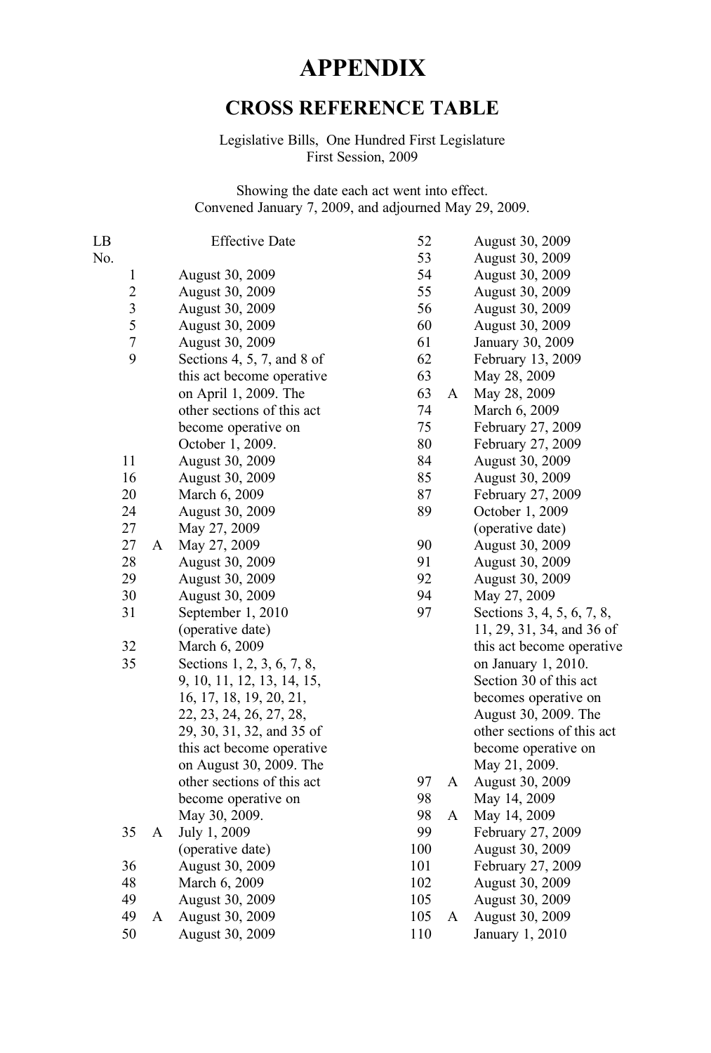# APPENDIX

## CROSS REFERENCE TABLE

Legislative Bills, One Hundred First Legislature
First Session, 2009

Showing the date each act went into effect.
Convened January 7, 2009, and adjourned May 29, 2009.

| LB No. | | Effective Date |
|---|---|---|
| 1 | | August 30, 2009 |
| 2 | | August 30, 2009 |
| 3 | | August 30, 2009 |
| 5 | | August 30, 2009 |
| 7 | | August 30, 2009 |
| 9 | | Sections 4, 5, 7, and 8 of this act become operative on April 1, 2009. The other sections of this act become operative on October 1, 2009. |
| 11 | | August 30, 2009 |
| 16 | | August 30, 2009 |
| 20 | | March 6, 2009 |
| 24 | | August 30, 2009 |
| 27 | | May 27, 2009 |
| 27 | A | May 27, 2009 |
| 28 | | August 30, 2009 |
| 29 | | August 30, 2009 |
| 30 | | August 30, 2009 |
| 31 | | September 1, 2010 (operative date) |
| 32 | | March 6, 2009 |
| 35 | | Sections 1, 2, 3, 6, 7, 8, 9, 10, 11, 12, 13, 14, 15, 16, 17, 18, 19, 20, 21, 22, 23, 24, 26, 27, 28, 29, 30, 31, 32, and 35 of this act become operative on August 30, 2009. The other sections of this act become operative on May 30, 2009. |
| 35 | A | July 1, 2009 (operative date) |
| 36 | | August 30, 2009 |
| 48 | | March 6, 2009 |
| 49 | | August 30, 2009 |
| 49 | A | August 30, 2009 |
| 50 | | August 30, 2009 |
| 52 | | August 30, 2009 |
| 53 | | August 30, 2009 |
| 54 | | August 30, 2009 |
| 55 | | August 30, 2009 |
| 56 | | August 30, 2009 |
| 60 | | August 30, 2009 |
| 61 | | January 30, 2009 |
| 62 | | February 13, 2009 |
| 63 | | May 28, 2009 |
| 63 | A | May 28, 2009 |
| 74 | | March 6, 2009 |
| 75 | | February 27, 2009 |
| 80 | | February 27, 2009 |
| 84 | | August 30, 2009 |
| 85 | | August 30, 2009 |
| 87 | | February 27, 2009 |
| 89 | | October 1, 2009 (operative date) |
| 90 | | August 30, 2009 |
| 91 | | August 30, 2009 |
| 92 | | August 30, 2009 |
| 94 | | May 27, 2009 |
| 97 | | Sections 3, 4, 5, 6, 7, 8, 11, 29, 31, 34, and 36 of this act become operative on January 1, 2010. Section 30 of this act becomes operative on August 30, 2009. The other sections of this act become operative on May 21, 2009. |
| 97 | A | August 30, 2009 |
| 98 | | May 14, 2009 |
| 98 | A | May 14, 2009 |
| 99 | | February 27, 2009 |
| 100 | | August 30, 2009 |
| 101 | | February 27, 2009 |
| 102 | | August 30, 2009 |
| 105 | | August 30, 2009 |
| 105 | A | August 30, 2009 |
| 110 | | January 1, 2010 |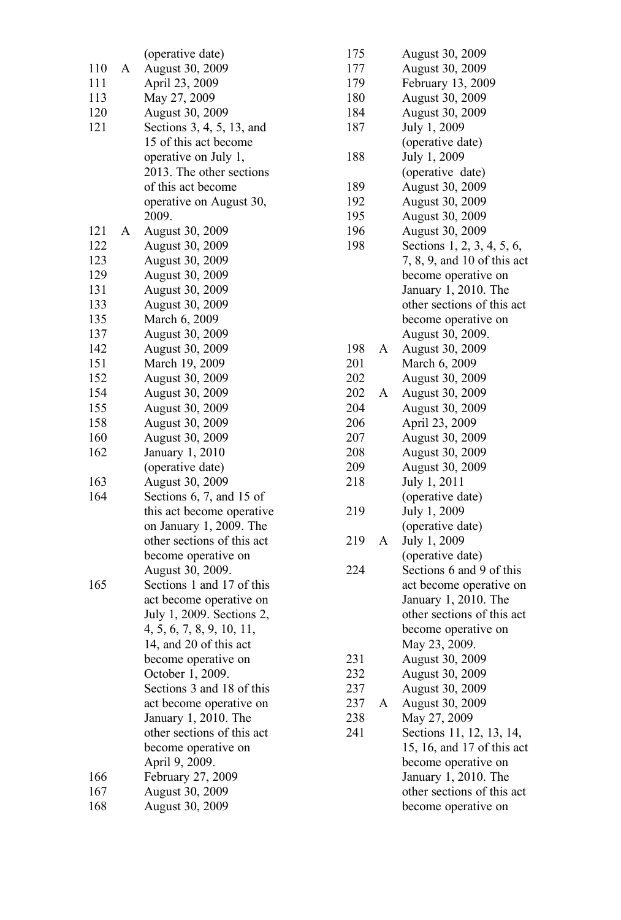| | | |
|---|---|---|
| | | (operative date) |
| 110 | A | August 30, 2009 |
| 111 | | April 23, 2009 |
| 113 | | May 27, 2009 |
| 120 | | August 30, 2009 |
| 121 | | Sections 3, 4, 5, 13, and 15 of this act become operative on July 1, 2013. The other sections of this act become operative on August 30, 2009. |
| 121 | A | August 30, 2009 |
| 122 | | August 30, 2009 |
| 123 | | August 30, 2009 |
| 129 | | August 30, 2009 |
| 131 | | August 30, 2009 |
| 133 | | August 30, 2009 |
| 135 | | March 6, 2009 |
| 137 | | August 30, 2009 |
| 142 | | August 30, 2009 |
| 151 | | March 19, 2009 |
| 152 | | August 30, 2009 |
| 154 | | August 30, 2009 |
| 155 | | August 30, 2009 |
| 158 | | August 30, 2009 |
| 160 | | August 30, 2009 |
| 162 | | January 1, 2010 (operative date) |
| 163 | | August 30, 2009 |
| 164 | | Sections 6, 7, and 15 of this act become operative on January 1, 2009. The other sections of this act become operative on August 30, 2009. |
| 165 | | Sections 1 and 17 of this act become operative on July 1, 2009. Sections 2, 4, 5, 6, 7, 8, 9, 10, 11, 14, and 20 of this act become operative on October 1, 2009. Sections 3 and 18 of this act become operative on January 1, 2010. The other sections of this act become operative on April 9, 2009. |
| 166 | | February 27, 2009 |
| 167 | | August 30, 2009 |
| 168 | | August 30, 2009 |
| 175 | | August 30, 2009 |
| 177 | | August 30, 2009 |
| 179 | | February 13, 2009 |
| 180 | | August 30, 2009 |
| 184 | | August 30, 2009 |
| 187 | | July 1, 2009 (operative date) |
| 188 | | July 1, 2009 (operative date) |
| 189 | | August 30, 2009 |
| 192 | | August 30, 2009 |
| 195 | | August 30, 2009 |
| 196 | | August 30, 2009 |
| 198 | | Sections 1, 2, 3, 4, 5, 6, 7, 8, 9, and 10 of this act become operative on January 1, 2010. The other sections of this act become operative on August 30, 2009. |
| 198 | A | August 30, 2009 |
| 201 | | March 6, 2009 |
| 202 | | August 30, 2009 |
| 202 | A | August 30, 2009 |
| 204 | | August 30, 2009 |
| 206 | | April 23, 2009 |
| 207 | | August 30, 2009 |
| 208 | | August 30, 2009 |
| 209 | | August 30, 2009 |
| 218 | | July 1, 2011 (operative date) |
| 219 | | July 1, 2009 (operative date) |
| 219 | A | July 1, 2009 (operative date) |
| 224 | | Sections 6 and 9 of this act become operative on January 1, 2010. The other sections of this act become operative on May 23, 2009. |
| 231 | | August 30, 2009 |
| 232 | | August 30, 2009 |
| 237 | | August 30, 2009 |
| 237 | A | August 30, 2009 |
| 238 | | May 27, 2009 |
| 241 | | Sections 11, 12, 13, 14, 15, 16, and 17 of this act become operative on January 1, 2010. The other sections of this act become operative on |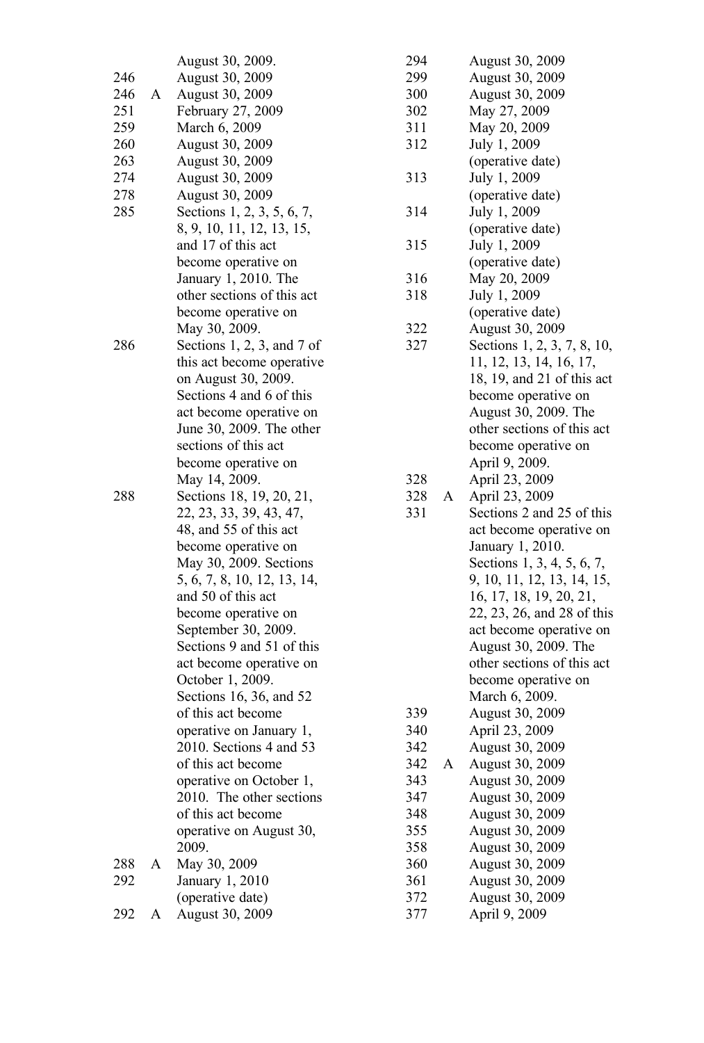| | | |
|---|---|---|
| | | August 30, 2009. |
| 246 | | August 30, 2009 |
| 246 | A | August 30, 2009 |
| 251 | | February 27, 2009 |
| 259 | | March 6, 2009 |
| 260 | | August 30, 2009 |
| 263 | | August 30, 2009 |
| 274 | | August 30, 2009 |
| 278 | | August 30, 2009 |
| 285 | | Sections 1, 2, 3, 5, 6, 7, 8, 9, 10, 11, 12, 13, 15, and 17 of this act become operative on January 1, 2010. The other sections of this act become operative on May 30, 2009. |
| 286 | | Sections 1, 2, 3, and 7 of this act become operative on August 30, 2009. Sections 4 and 6 of this act become operative on June 30, 2009. The other sections of this act become operative on May 14, 2009. |
| 288 | | Sections 18, 19, 20, 21, 22, 23, 33, 39, 43, 47, 48, and 55 of this act become operative on May 30, 2009. Sections 5, 6, 7, 8, 10, 12, 13, 14, and 50 of this act become operative on September 30, 2009. Sections 9 and 51 of this act become operative on October 1, 2009. Sections 16, 36, and 52 of this act become operative on January 1, 2010. Sections 4 and 53 of this act become operative on October 1, 2010. The other sections of this act become operative on August 30, 2009. |
| 288 | A | May 30, 2009 |
| 292 | | January 1, 2010 (operative date) |
| 292 | A | August 30, 2009 |
| 294 | | August 30, 2009 |
| 299 | | August 30, 2009 |
| 300 | | August 30, 2009 |
| 302 | | May 27, 2009 |
| 311 | | May 20, 2009 |
| 312 | | July 1, 2009 (operative date) |
| 313 | | July 1, 2009 (operative date) |
| 314 | | July 1, 2009 (operative date) |
| 315 | | July 1, 2009 (operative date) |
| 316 | | May 20, 2009 |
| 318 | | July 1, 2009 (operative date) |
| 322 | | August 30, 2009 |
| 327 | | Sections 1, 2, 3, 7, 8, 10, 11, 12, 13, 14, 16, 17, 18, 19, and 21 of this act become operative on August 30, 2009. The other sections of this act become operative on April 9, 2009. |
| 328 | | April 23, 2009 |
| 328 | A | April 23, 2009 |
| 331 | | Sections 2 and 25 of this act become operative on January 1, 2010. Sections 1, 3, 4, 5, 6, 7, 9, 10, 11, 12, 13, 14, 15, 16, 17, 18, 19, 20, 21, 22, 23, 26, and 28 of this act become operative on August 30, 2009. The other sections of this act become operative on March 6, 2009. |
| 339 | | August 30, 2009 |
| 340 | | April 23, 2009 |
| 342 | | August 30, 2009 |
| 342 | A | August 30, 2009 |
| 343 | | August 30, 2009 |
| 347 | | August 30, 2009 |
| 348 | | August 30, 2009 |
| 355 | | August 30, 2009 |
| 358 | | August 30, 2009 |
| 360 | | August 30, 2009 |
| 361 | | August 30, 2009 |
| 372 | | August 30, 2009 |
| 377 | | April 9, 2009 |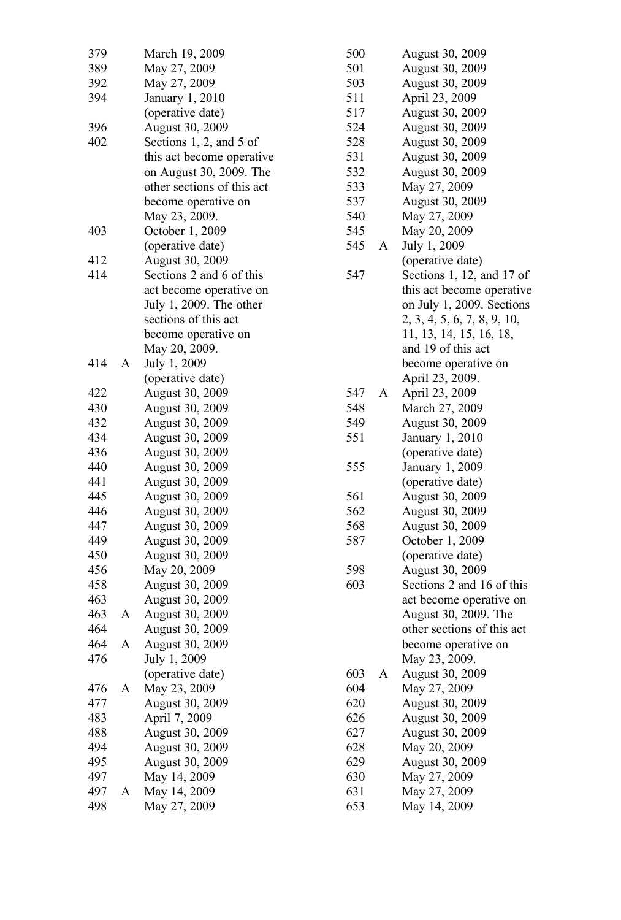| | | |
|---|---|---|
| 379 | | March 19, 2009 |
| 389 | | May 27, 2009 |
| 392 | | May 27, 2009 |
| 394 | | January 1, 2010 (operative date) |
| 396 | | August 30, 2009 |
| 402 | | Sections 1, 2, and 5 of this act become operative on August 30, 2009. The other sections of this act become operative on May 23, 2009. |
| 403 | | October 1, 2009 (operative date) |
| 412 | | August 30, 2009 |
| 414 | | Sections 2 and 6 of this act become operative on July 1, 2009. The other sections of this act become operative on May 20, 2009. |
| 414 | A | July 1, 2009 (operative date) |
| 422 | | August 30, 2009 |
| 430 | | August 30, 2009 |
| 432 | | August 30, 2009 |
| 434 | | August 30, 2009 |
| 436 | | August 30, 2009 |
| 440 | | August 30, 2009 |
| 441 | | August 30, 2009 |
| 445 | | August 30, 2009 |
| 446 | | August 30, 2009 |
| 447 | | August 30, 2009 |
| 449 | | August 30, 2009 |
| 450 | | August 30, 2009 |
| 456 | | May 20, 2009 |
| 458 | | August 30, 2009 |
| 463 | | August 30, 2009 |
| 463 | A | August 30, 2009 |
| 464 | | August 30, 2009 |
| 464 | A | August 30, 2009 |
| 476 | | July 1, 2009 (operative date) |
| 476 | A | May 23, 2009 |
| 477 | | August 30, 2009 |
| 483 | | April 7, 2009 |
| 488 | | August 30, 2009 |
| 494 | | August 30, 2009 |
| 495 | | August 30, 2009 |
| 497 | | May 14, 2009 |
| 497 | A | May 14, 2009 |
| 498 | | May 27, 2009 |
| 500 | | August 30, 2009 |
| 501 | | August 30, 2009 |
| 503 | | August 30, 2009 |
| 511 | | April 23, 2009 |
| 517 | | August 30, 2009 |
| 524 | | August 30, 2009 |
| 528 | | August 30, 2009 |
| 531 | | August 30, 2009 |
| 532 | | August 30, 2009 |
| 533 | | May 27, 2009 |
| 537 | | August 30, 2009 |
| 540 | | May 27, 2009 |
| 545 | | May 20, 2009 |
| 545 | A | July 1, 2009 (operative date) |
| 547 | | Sections 1, 12, and 17 of this act become operative on July 1, 2009. Sections 2, 3, 4, 5, 6, 7, 8, 9, 10, 11, 13, 14, 15, 16, 18, and 19 of this act become operative on April 23, 2009. |
| 547 | A | April 23, 2009 |
| 548 | | March 27, 2009 |
| 549 | | August 30, 2009 |
| 551 | | January 1, 2010 (operative date) |
| 555 | | January 1, 2009 (operative date) |
| 561 | | August 30, 2009 |
| 562 | | August 30, 2009 |
| 568 | | August 30, 2009 |
| 587 | | October 1, 2009 (operative date) |
| 598 | | August 30, 2009 |
| 603 | | Sections 2 and 16 of this act become operative on August 30, 2009. The other sections of this act become operative on May 23, 2009. |
| 603 | A | August 30, 2009 |
| 604 | | May 27, 2009 |
| 620 | | August 30, 2009 |
| 626 | | August 30, 2009 |
| 627 | | August 30, 2009 |
| 628 | | May 20, 2009 |
| 629 | | August 30, 2009 |
| 630 | | May 27, 2009 |
| 631 | | May 27, 2009 |
| 653 | | May 14, 2009 |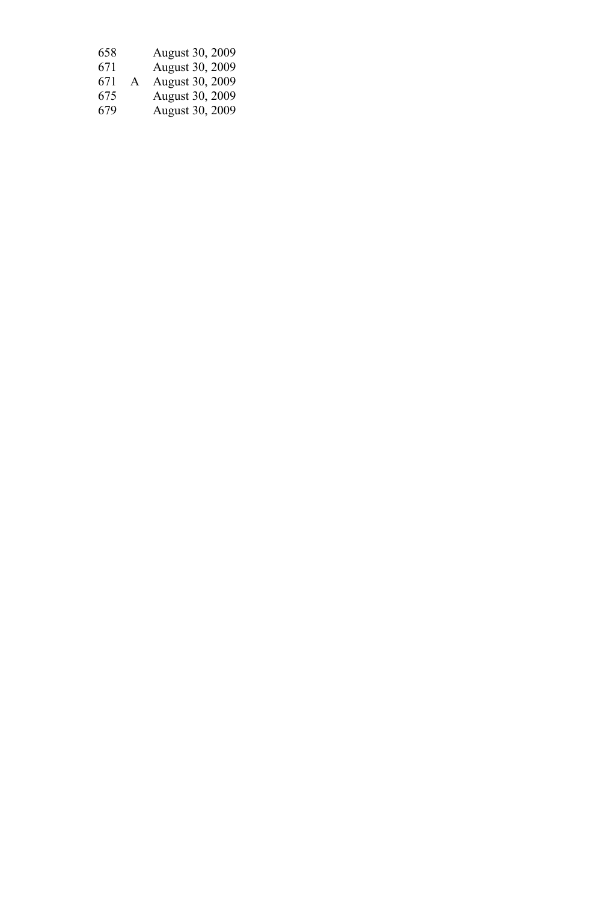| | | |
|---|---|---|
| 658 | | August 30, 2009 |
| 671 | | August 30, 2009 |
| 671 | A | August 30, 2009 |
| 675 | | August 30, 2009 |
| 679 | | August 30, 2009 |